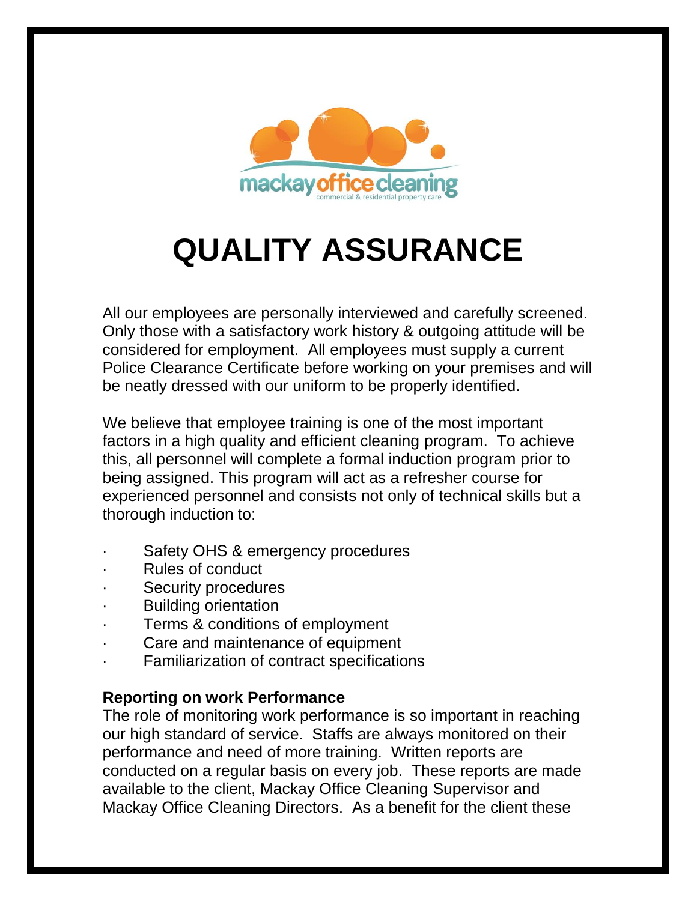# QUALITY ASSURANCE

All our employees are personally interviewed and carefully screened. Only those with a satisfactory work history & outgoing attitude will be considered for employment. All employees must supply a current Police Clearance Certificate before working on your premises and will be neatly dressed with our uniform to be properly identified.

We believe that employee training is one of the most important factors in a high quality and efficient cleaning program. To achieve this, all personnel will complete a formal induction program prior to being assigned. This program will act as a refresher course for experienced personnel and consists not only of technical skills but a thorough induction to:

- Safety OHS & emergency procedures
- Rules of conduct
- Security procedures
- Building orientation
- Terms & conditions of employment
- Care and maintenance of equipment
- Familiarization of contract specifications

**Reporting on work Performance**

The role of monitoring work performance is so important in reaching our high standard of service. Staffs are always monitored on their performance and need of more training. Written reports are conducted on a regular basis on every job. These reports are made available to the client, Mackay Office Cleaning Supervisor and Mackay Office Cleaning Directors. As a benefit for the client these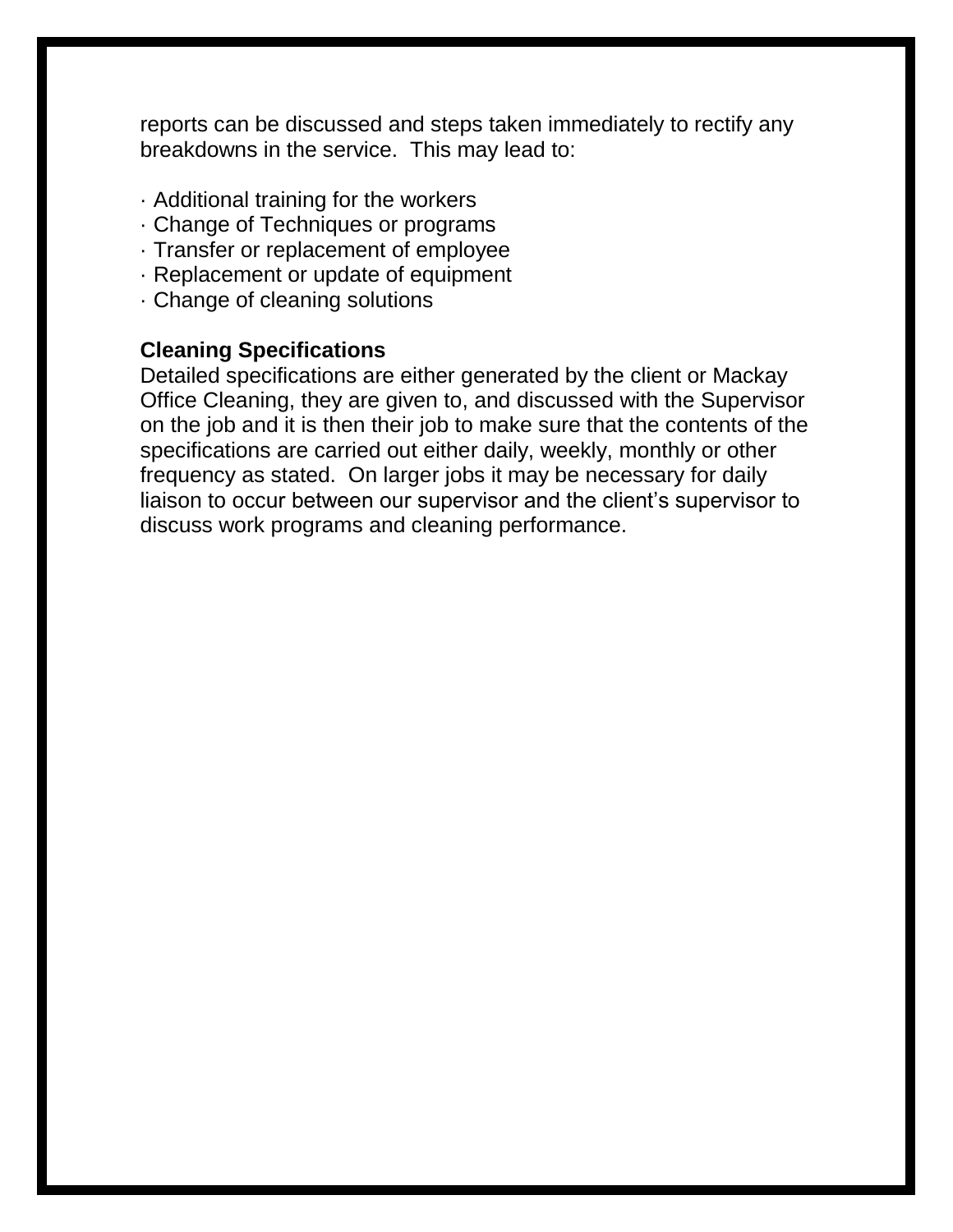reports can be discussed and steps taken immediately to rectify any breakdowns in the service. This may lead to:

- Additional training for the workers
- Change of Techniques or programs
- Transfer or replacement of employee
- Replacement or update of equipment
- Change of cleaning solutions

**Cleaning Specifications**

Detailed specifications are either generated by the client or Mackay Office Cleaning, they are given to, and discussed with the Supervisor on the job and it is then their job to make sure that the contents of the specifications are carried out either daily, weekly, monthly or other frequency as stated. On larger jobs it may be necessary for daily liaison to occur between our supervisor and the client's supervisor to discuss work programs and cleaning performance.